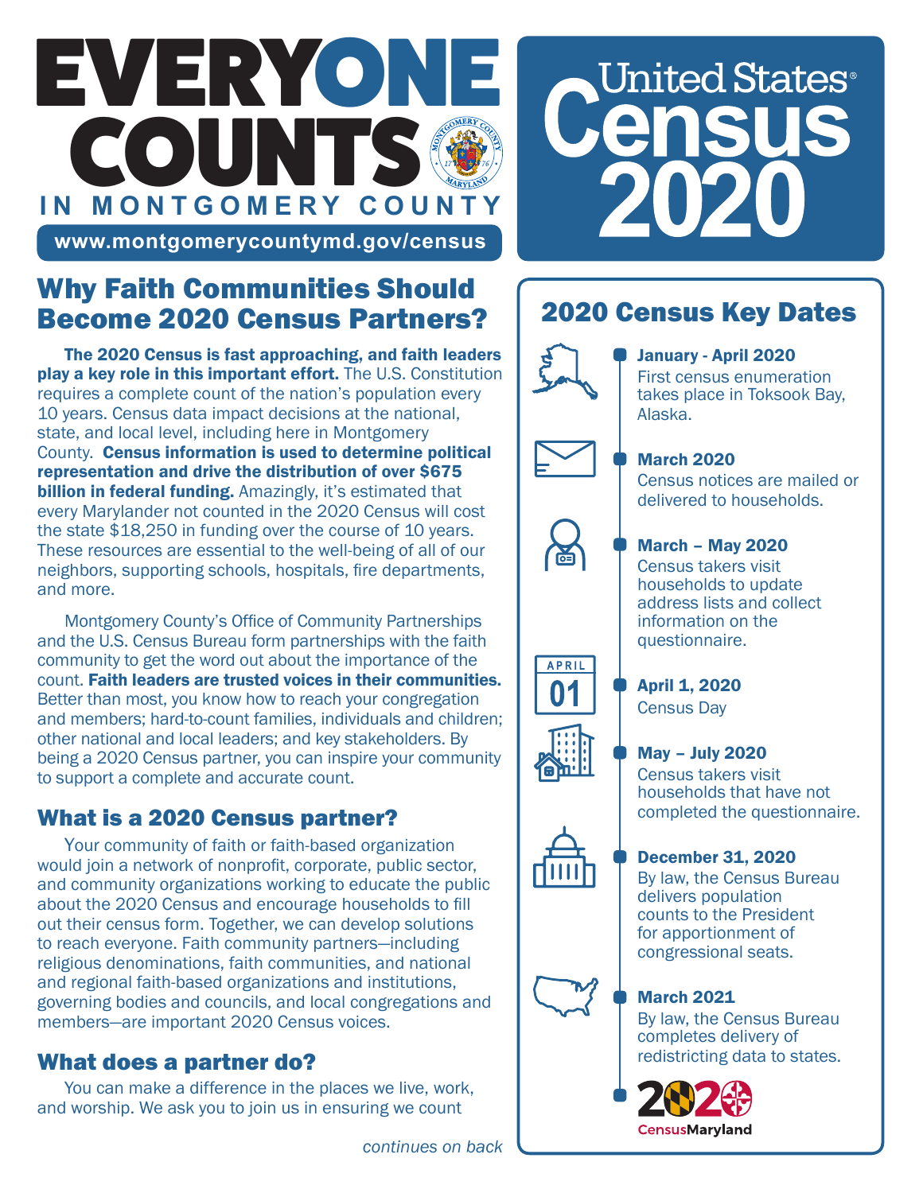# EVERYONE COUNTS IN MONTGOMERY COUNTY

www.montgomerycountymd.gov/census

# United States Census 2020

## Why Faith Communities Should Become 2020 Census Partners?

**The 2020 Census is fast approaching, and faith leaders play a key role in this important effort.** The U.S. Constitution requires a complete count of the nation's population every 10 years. Census data impact decisions at the national, state, and local level, including here in Montgomery County. **Census information is used to determine political representation and drive the distribution of over $675 billion in federal funding.** Amazingly, it's estimated that every Marylander not counted in the 2020 Census will cost the state $18,250 in funding over the course of 10 years. These resources are essential to the well-being of all of our neighbors, supporting schools, hospitals, fire departments, and more.

Montgomery County's Office of Community Partnerships and the U.S. Census Bureau form partnerships with the faith community to get the word out about the importance of the count. **Faith leaders are trusted voices in their communities.** Better than most, you know how to reach your congregation and members; hard-to-count families, individuals and children; other national and local leaders; and key stakeholders. By being a 2020 Census partner, you can inspire your community to support a complete and accurate count.

## What is a 2020 Census partner?

Your community of faith or faith-based organization would join a network of nonprofit, corporate, public sector, and community organizations working to educate the public about the 2020 Census and encourage households to fill out their census form. Together, we can develop solutions to reach everyone. Faith community partners—including religious denominations, faith communities, and national and regional faith-based organizations and institutions, governing bodies and councils, and local congregations and members—are important 2020 Census voices.

## What does a partner do?

You can make a difference in the places we live, work, and worship. We ask you to join us in ensuring we count

*continues on back*

## 2020 Census Key Dates

**January - April 2020**
First census enumeration takes place in Toksook Bay, Alaska.

**March 2020**
Census notices are mailed or delivered to households.

**March – May 2020**
Census takers visit households to update address lists and collect information on the questionnaire.

**April 1, 2020**
Census Day

**May – July 2020**
Census takers visit households that have not completed the questionnaire.

**December 31, 2020**
By law, the Census Bureau delivers population counts to the President for apportionment of congressional seats.

**March 2021**
By law, the Census Bureau completes delivery of redistricting data to states.

2020 CensusMaryland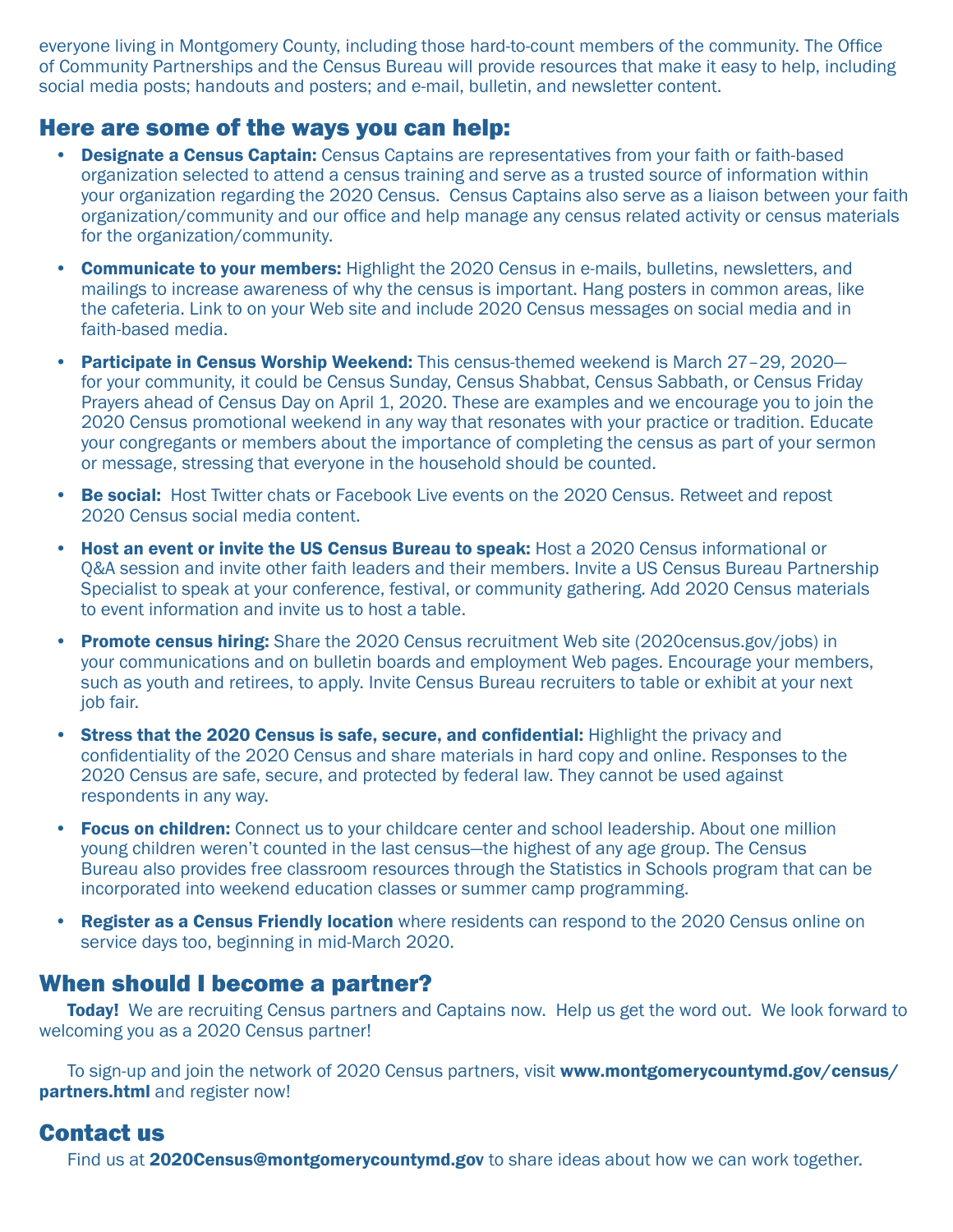everyone living in Montgomery County, including those hard-to-count members of the community. The Office of Community Partnerships and the Census Bureau will provide resources that make it easy to help, including social media posts; handouts and posters; and e-mail, bulletin, and newsletter content.

## Here are some of the ways you can help:

- **Designate a Census Captain:** Census Captains are representatives from your faith or faith-based organization selected to attend a census training and serve as a trusted source of information within your organization regarding the 2020 Census. Census Captains also serve as a liaison between your faith organization/community and our office and help manage any census related activity or census materials for the organization/community.
- **Communicate to your members:** Highlight the 2020 Census in e-mails, bulletins, newsletters, and mailings to increase awareness of why the census is important. Hang posters in common areas, like the cafeteria. Link to on your Web site and include 2020 Census messages on social media and in faith-based media.
- **Participate in Census Worship Weekend:** This census-themed weekend is March 27–29, 2020—for your community, it could be Census Sunday, Census Shabbat, Census Sabbath, or Census Friday Prayers ahead of Census Day on April 1, 2020. These are examples and we encourage you to join the 2020 Census promotional weekend in any way that resonates with your practice or tradition. Educate your congregants or members about the importance of completing the census as part of your sermon or message, stressing that everyone in the household should be counted.
- **Be social:** Host Twitter chats or Facebook Live events on the 2020 Census. Retweet and repost 2020 Census social media content.
- **Host an event or invite the US Census Bureau to speak:** Host a 2020 Census informational or Q&A session and invite other faith leaders and their members. Invite a US Census Bureau Partnership Specialist to speak at your conference, festival, or community gathering. Add 2020 Census materials to event information and invite us to host a table.
- **Promote census hiring:** Share the 2020 Census recruitment Web site (2020census.gov/jobs) in your communications and on bulletin boards and employment Web pages. Encourage your members, such as youth and retirees, to apply. Invite Census Bureau recruiters to table or exhibit at your next job fair.
- **Stress that the 2020 Census is safe, secure, and confidential:** Highlight the privacy and confidentiality of the 2020 Census and share materials in hard copy and online. Responses to the 2020 Census are safe, secure, and protected by federal law. They cannot be used against respondents in any way.
- **Focus on children:** Connect us to your childcare center and school leadership. About one million young children weren't counted in the last census—the highest of any age group. The Census Bureau also provides free classroom resources through the Statistics in Schools program that can be incorporated into weekend education classes or summer camp programming.
- **Register as a Census Friendly location** where residents can respond to the 2020 Census online on service days too, beginning in mid-March 2020.

## When should I become a partner?

**Today!** We are recruiting Census partners and Captains now. Help us get the word out. We look forward to welcoming you as a 2020 Census partner!

To sign-up and join the network of 2020 Census partners, visit **www.montgomerycountymd.gov/census/partners.html** and register now!

## Contact us

Find us at **2020Census@montgomerycountymd.gov** to share ideas about how we can work together.